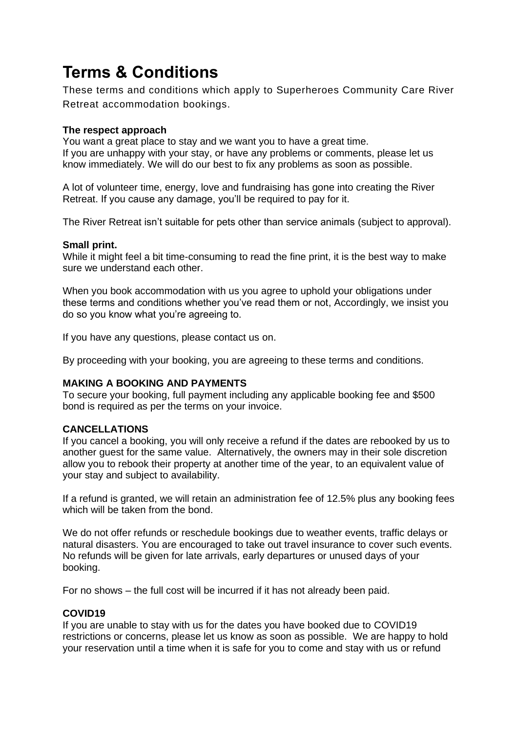# Terms & Conditions

These terms and conditions which apply to Superheroes Community Care River Retreat accommodation bookings.

**The respect approach**

You want a great place to stay and we want you to have a great time.
If you are unhappy with your stay, or have any problems or comments, please let us know immediately. We will do our best to fix any problems as soon as possible.

A lot of volunteer time, energy, love and fundraising has gone into creating the River Retreat. If you cause any damage, you'll be required to pay for it.

The River Retreat isn't suitable for pets other than service animals (subject to approval).

**Small print.**

While it might feel a bit time-consuming to read the fine print, it is the best way to make sure we understand each other.

When you book accommodation with us you agree to uphold your obligations under these terms and conditions whether you've read them or not, Accordingly, we insist you do so you know what you're agreeing to.

If you have any questions, please contact us on.

By proceeding with your booking, you are agreeing to these terms and conditions.

**MAKING A BOOKING AND PAYMENTS**

To secure your booking, full payment including any applicable booking fee and $500 bond is required as per the terms on your invoice.

**CANCELLATIONS**

If you cancel a booking, you will only receive a refund if the dates are rebooked by us to another guest for the same value. Alternatively, the owners may in their sole discretion allow you to rebook their property at another time of the year, to an equivalent value of your stay and subject to availability.

If a refund is granted, we will retain an administration fee of 12.5% plus any booking fees which will be taken from the bond.

We do not offer refunds or reschedule bookings due to weather events, traffic delays or natural disasters. You are encouraged to take out travel insurance to cover such events. No refunds will be given for late arrivals, early departures or unused days of your booking.

For no shows – the full cost will be incurred if it has not already been paid.

**COVID19**

If you are unable to stay with us for the dates you have booked due to COVID19 restrictions or concerns, please let us know as soon as possible. We are happy to hold your reservation until a time when it is safe for you to come and stay with us or refund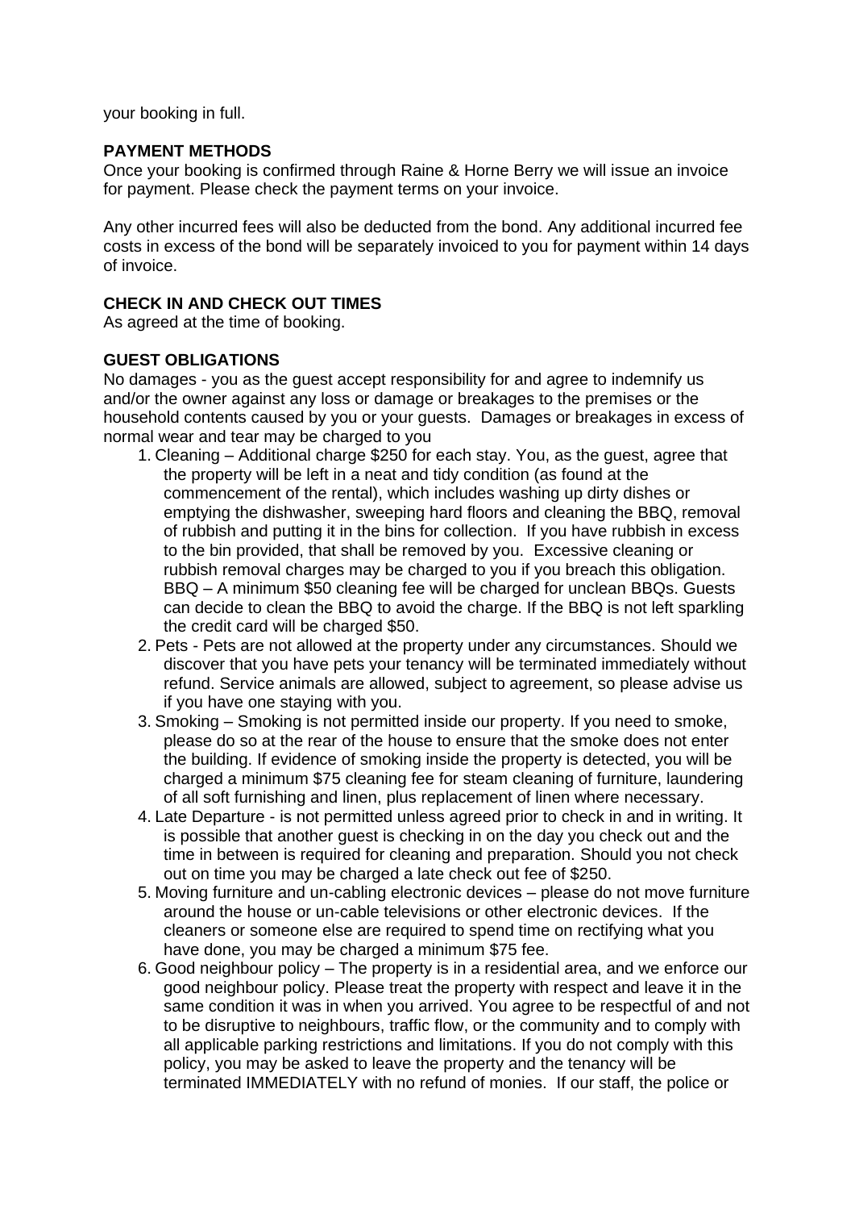your booking in full.

**PAYMENT METHODS**
Once your booking is confirmed through Raine & Horne Berry we will issue an invoice for payment. Please check the payment terms on your invoice.

Any other incurred fees will also be deducted from the bond. Any additional incurred fee costs in excess of the bond will be separately invoiced to you for payment within 14 days of invoice.

**CHECK IN AND CHECK OUT TIMES**
As agreed at the time of booking.

**GUEST OBLIGATIONS**
No damages - you as the guest accept responsibility for and agree to indemnify us and/or the owner against any loss or damage or breakages to the premises or the household contents caused by you or your guests. Damages or breakages in excess of normal wear and tear may be charged to you

1. Cleaning – Additional charge $250 for each stay. You, as the guest, agree that the property will be left in a neat and tidy condition (as found at the commencement of the rental), which includes washing up dirty dishes or emptying the dishwasher, sweeping hard floors and cleaning the BBQ, removal of rubbish and putting it in the bins for collection. If you have rubbish in excess to the bin provided, that shall be removed by you. Excessive cleaning or rubbish removal charges may be charged to you if you breach this obligation. BBQ – A minimum $50 cleaning fee will be charged for unclean BBQs. Guests can decide to clean the BBQ to avoid the charge. If the BBQ is not left sparkling the credit card will be charged $50.
2. Pets - Pets are not allowed at the property under any circumstances. Should we discover that you have pets your tenancy will be terminated immediately without refund. Service animals are allowed, subject to agreement, so please advise us if you have one staying with you.
3. Smoking – Smoking is not permitted inside our property. If you need to smoke, please do so at the rear of the house to ensure that the smoke does not enter the building. If evidence of smoking inside the property is detected, you will be charged a minimum $75 cleaning fee for steam cleaning of furniture, laundering of all soft furnishing and linen, plus replacement of linen where necessary.
4. Late Departure - is not permitted unless agreed prior to check in and in writing. It is possible that another guest is checking in on the day you check out and the time in between is required for cleaning and preparation. Should you not check out on time you may be charged a late check out fee of $250.
5. Moving furniture and un-cabling electronic devices – please do not move furniture around the house or un-cable televisions or other electronic devices. If the cleaners or someone else are required to spend time on rectifying what you have done, you may be charged a minimum $75 fee.
6. Good neighbour policy – The property is in a residential area, and we enforce our good neighbour policy. Please treat the property with respect and leave it in the same condition it was in when you arrived. You agree to be respectful of and not to be disruptive to neighbours, traffic flow, or the community and to comply with all applicable parking restrictions and limitations. If you do not comply with this policy, you may be asked to leave the property and the tenancy will be terminated IMMEDIATELY with no refund of monies. If our staff, the police or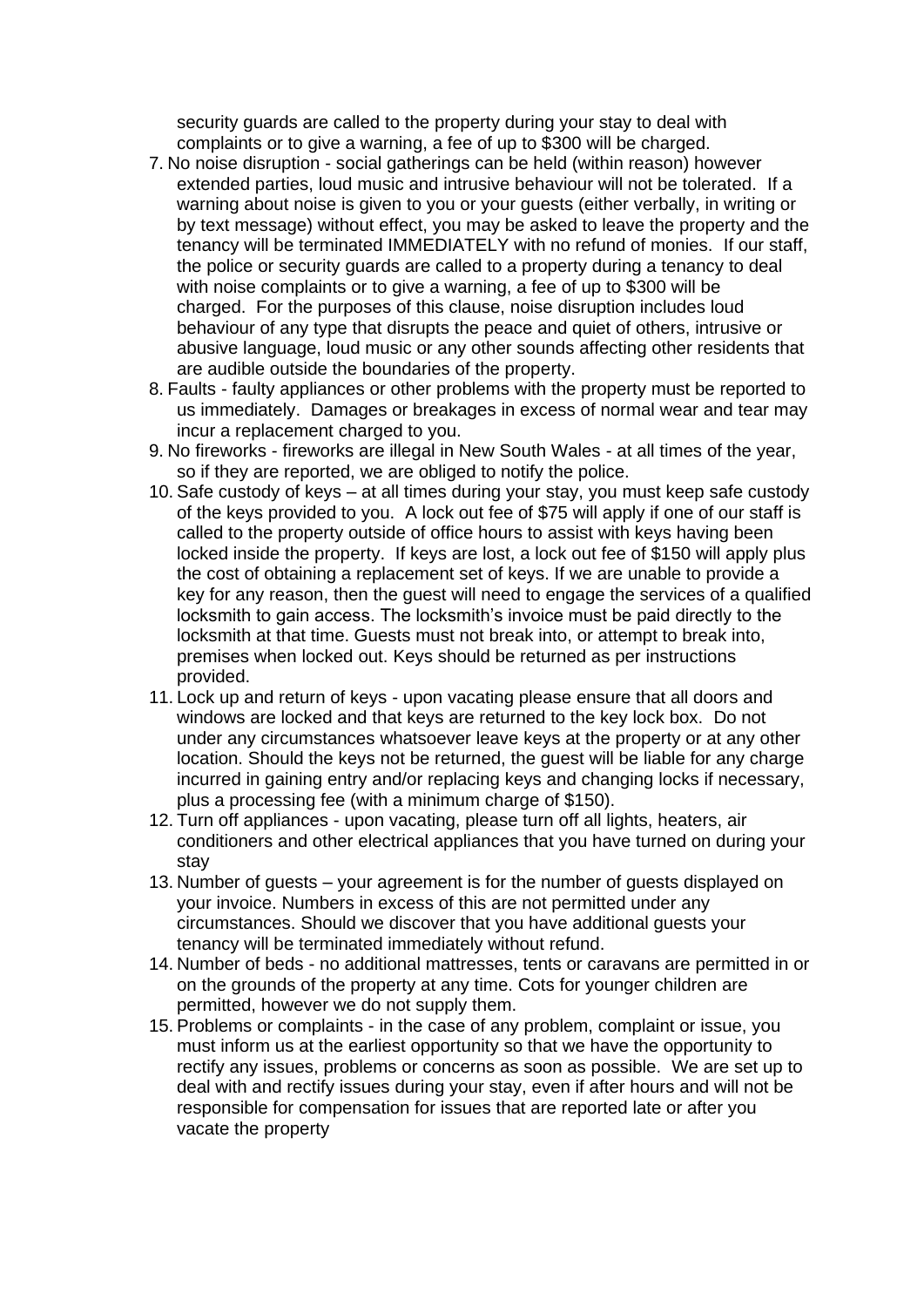security guards are called to the property during your stay to deal with complaints or to give a warning, a fee of up to $300 will be charged.

7. No noise disruption - social gatherings can be held (within reason) however extended parties, loud music and intrusive behaviour will not be tolerated. If a warning about noise is given to you or your guests (either verbally, in writing or by text message) without effect, you may be asked to leave the property and the tenancy will be terminated IMMEDIATELY with no refund of monies. If our staff, the police or security guards are called to a property during a tenancy to deal with noise complaints or to give a warning, a fee of up to $300 will be charged. For the purposes of this clause, noise disruption includes loud behaviour of any type that disrupts the peace and quiet of others, intrusive or abusive language, loud music or any other sounds affecting other residents that are audible outside the boundaries of the property.
8. Faults - faulty appliances or other problems with the property must be reported to us immediately. Damages or breakages in excess of normal wear and tear may incur a replacement charged to you.
9. No fireworks - fireworks are illegal in New South Wales - at all times of the year, so if they are reported, we are obliged to notify the police.
10. Safe custody of keys – at all times during your stay, you must keep safe custody of the keys provided to you. A lock out fee of $75 will apply if one of our staff is called to the property outside of office hours to assist with keys having been locked inside the property. If keys are lost, a lock out fee of $150 will apply plus the cost of obtaining a replacement set of keys. If we are unable to provide a key for any reason, then the guest will need to engage the services of a qualified locksmith to gain access. The locksmith's invoice must be paid directly to the locksmith at that time. Guests must not break into, or attempt to break into, premises when locked out. Keys should be returned as per instructions provided.
11. Lock up and return of keys - upon vacating please ensure that all doors and windows are locked and that keys are returned to the key lock box. Do not under any circumstances whatsoever leave keys at the property or at any other location. Should the keys not be returned, the guest will be liable for any charge incurred in gaining entry and/or replacing keys and changing locks if necessary, plus a processing fee (with a minimum charge of $150).
12. Turn off appliances - upon vacating, please turn off all lights, heaters, air conditioners and other electrical appliances that you have turned on during your stay
13. Number of guests – your agreement is for the number of guests displayed on your invoice. Numbers in excess of this are not permitted under any circumstances. Should we discover that you have additional guests your tenancy will be terminated immediately without refund.
14. Number of beds - no additional mattresses, tents or caravans are permitted in or on the grounds of the property at any time. Cots for younger children are permitted, however we do not supply them.
15. Problems or complaints - in the case of any problem, complaint or issue, you must inform us at the earliest opportunity so that we have the opportunity to rectify any issues, problems or concerns as soon as possible. We are set up to deal with and rectify issues during your stay, even if after hours and will not be responsible for compensation for issues that are reported late or after you vacate the property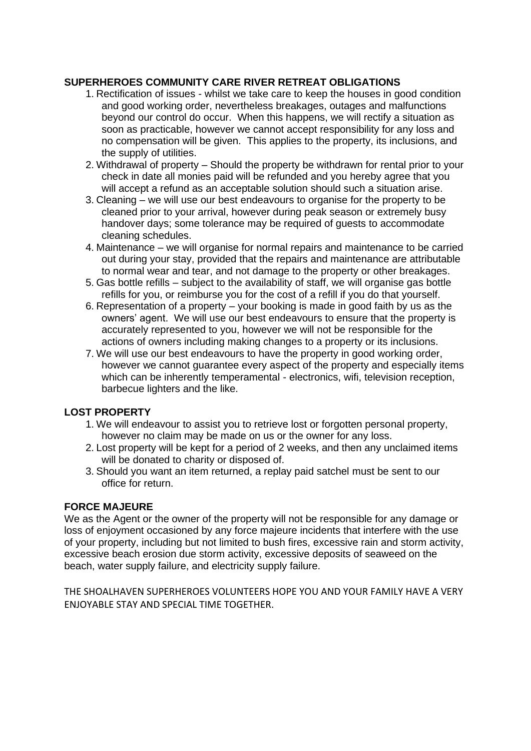**SUPERHEROES COMMUNITY CARE RIVER RETREAT OBLIGATIONS**

1. Rectification of issues - whilst we take care to keep the houses in good condition and good working order, nevertheless breakages, outages and malfunctions beyond our control do occur. When this happens, we will rectify a situation as soon as practicable, however we cannot accept responsibility for any loss and no compensation will be given. This applies to the property, its inclusions, and the supply of utilities.
2. Withdrawal of property – Should the property be withdrawn for rental prior to your check in date all monies paid will be refunded and you hereby agree that you will accept a refund as an acceptable solution should such a situation arise.
3. Cleaning – we will use our best endeavours to organise for the property to be cleaned prior to your arrival, however during peak season or extremely busy handover days; some tolerance may be required of guests to accommodate cleaning schedules.
4. Maintenance – we will organise for normal repairs and maintenance to be carried out during your stay, provided that the repairs and maintenance are attributable to normal wear and tear, and not damage to the property or other breakages.
5. Gas bottle refills – subject to the availability of staff, we will organise gas bottle refills for you, or reimburse you for the cost of a refill if you do that yourself.
6. Representation of a property – your booking is made in good faith by us as the owners' agent. We will use our best endeavours to ensure that the property is accurately represented to you, however we will not be responsible for the actions of owners including making changes to a property or its inclusions.
7. We will use our best endeavours to have the property in good working order, however we cannot guarantee every aspect of the property and especially items which can be inherently temperamental - electronics, wifi, television reception, barbecue lighters and the like.

**LOST PROPERTY**

1. We will endeavour to assist you to retrieve lost or forgotten personal property, however no claim may be made on us or the owner for any loss.
2. Lost property will be kept for a period of 2 weeks, and then any unclaimed items will be donated to charity or disposed of.
3. Should you want an item returned, a replay paid satchel must be sent to our office for return.

**FORCE MAJEURE**

We as the Agent or the owner of the property will not be responsible for any damage or loss of enjoyment occasioned by any force majeure incidents that interfere with the use of your property, including but not limited to bush fires, excessive rain and storm activity, excessive beach erosion due storm activity, excessive deposits of seaweed on the beach, water supply failure, and electricity supply failure.

THE SHOALHAVEN SUPERHEROES VOLUNTEERS HOPE YOU AND YOUR FAMILY HAVE A VERY ENJOYABLE STAY AND SPECIAL TIME TOGETHER.